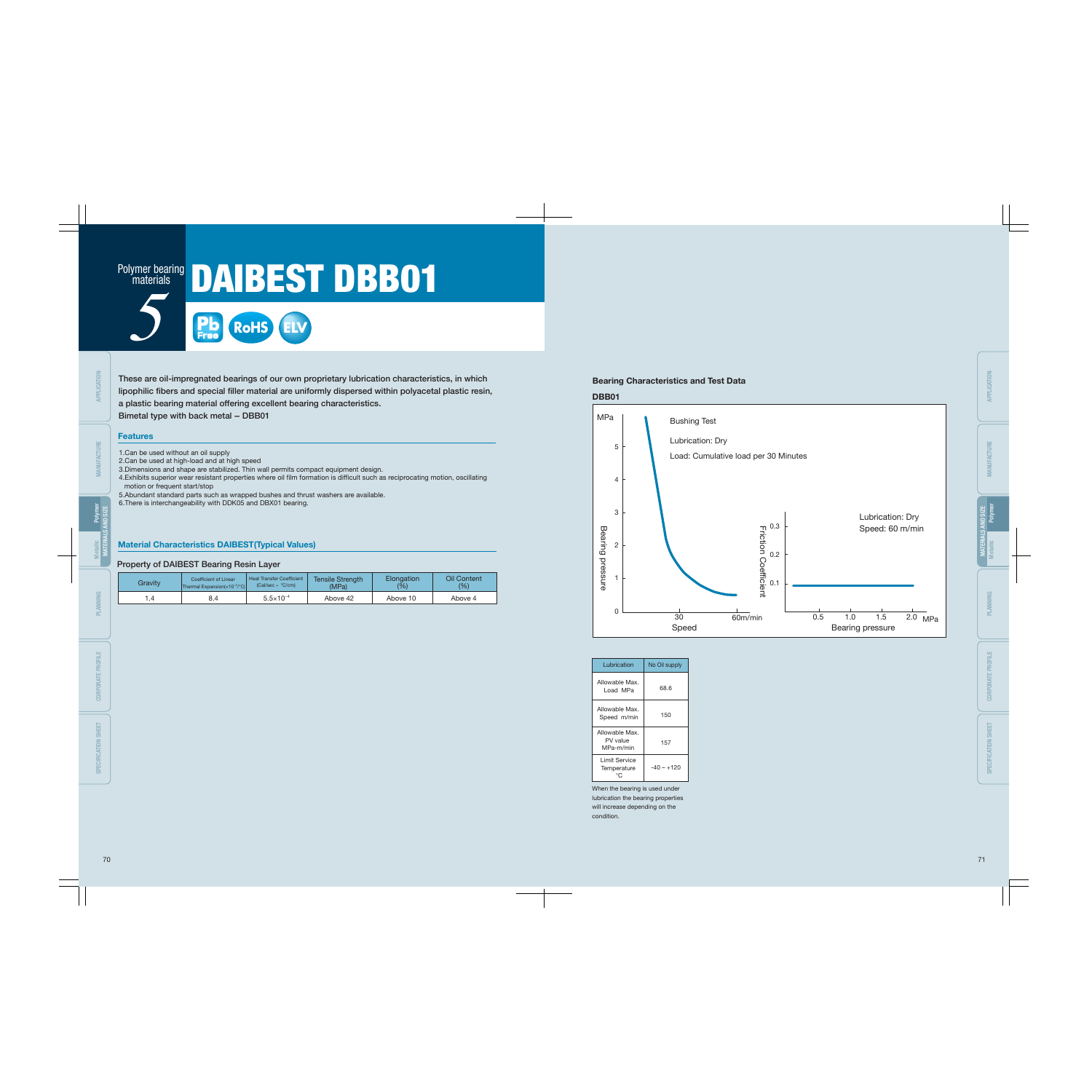Polymer bearing materials

5

# DAIBEST DBB01

Pb Free RoHS ELV

**These are oil-impregnated bearings of our own proprietary lubrication characteristics, in which lipophilic fibers and special filler material are uniformly dispersed within polyacetal plastic resin, a plastic bearing material offering excellent bearing characteristics.**
**Bimetal type with back metal – DBB01**

## Features

1. Can be used without an oil supply
2. Can be used at high-load and at high speed
3. Dimensions and shape are stabilized. Thin wall permits compact equipment design.
4. Exhibits superior wear resistant properties where oil film formation is difficult such as reciprocating motion, oscillating motion or frequent start/stop
5. Abundant standard parts such as wrapped bushes and thrust washers are available.
6. There is interchangeability with DDK05 and DBX01 bearing.

## Material Characteristics DAIBEST(Typical Values)

### Property of DAIBEST Bearing Resin Layer

| Gravity | Coefficient of Linear Thermal Expansion($\times 10^{-5}$/°C) | Heat Transfer Coefficient (Cal/sec・°C/cm) | Tensile Strength (MPa) | Elongation (%) | Oil Content (%) |
|---|---|---|---|---|---|
| 1.4 | 8.4 | $5.5\times 10^{-4}$ | Above 42 | Above 10 | Above 4 |

## Bearing Characteristics and Test Data

**DBB01**

Bushing Test
Lubrication: Dry
Load: Cumulative load per 30 Minutes

Lubrication: Dry
Speed: 60 m/min

| Lubrication | No Oil supply |
|---|---|
| Allowable Max. Load MPa | 68.6 |
| Allowable Max. Speed m/min | 150 |
| Allowable Max. PV value MPa-m/min | 157 |
| Limit Service Temperature °C | -40 – +120 |

When the bearing is used under lubrication the bearing properties will increase depending on the condition.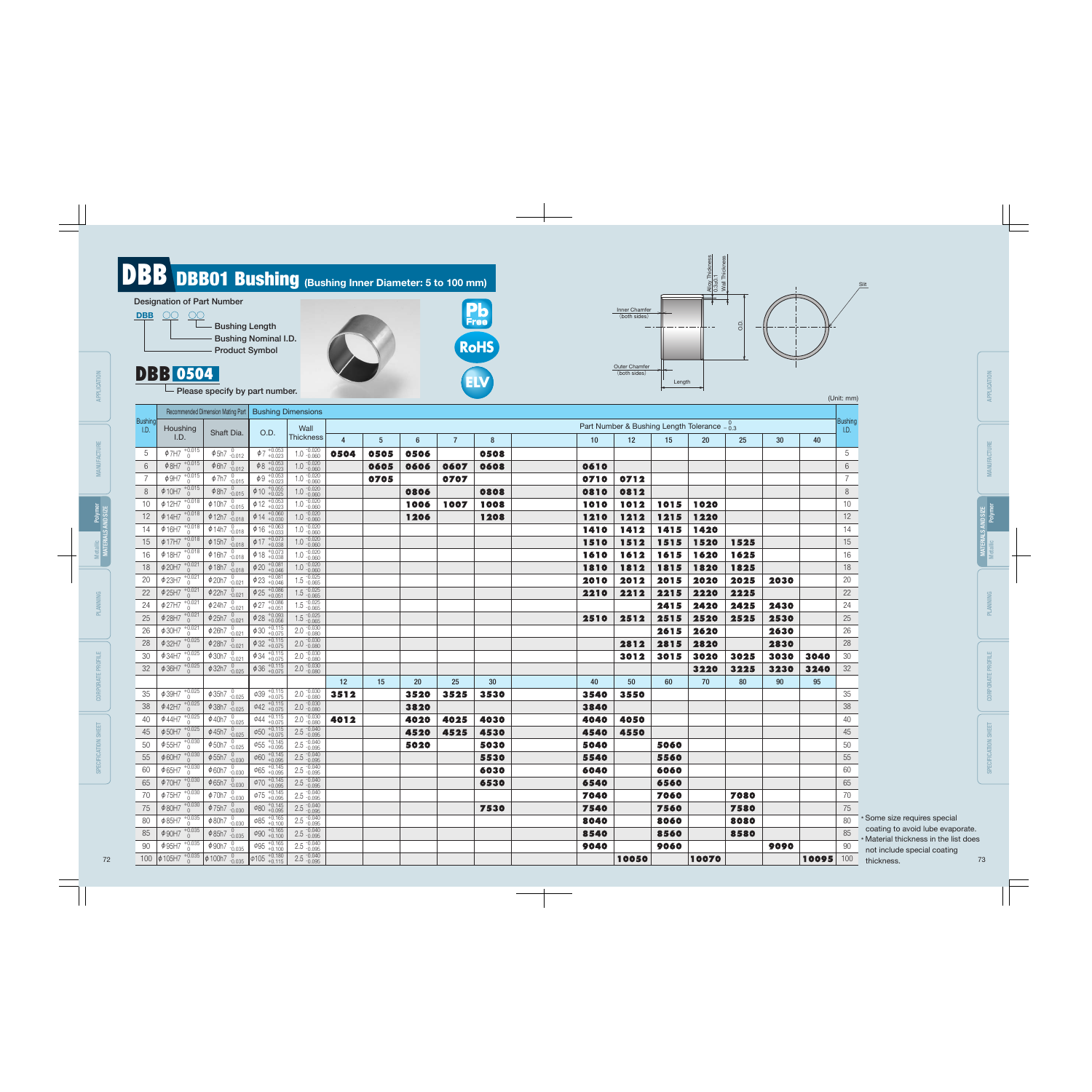# DBB DBB01 Bushing (Bushing Inner Diameter: 5 to 100 mm)

**Designation of Part Number**

**DBB** ○○ ○○
- Bushing Length
- Bushing Nominal I.D.
- Product Symbol

**DBB 0504**
└ Please specify by part number.

Pb Free · RoHS · ELV

Diagram labels: Inner Chamfer (both sides), Outer Chamfer (both sides), Alloy Thickness 0.3±0.1, Wall Thickness, O.D., Length, Slit

(Unit: mm)

| Bushing I.D. | Recommended Dimension Mating Part | | Bushing Dimensions | | Part Number & Bushing Length Tolerance $^{0}_{-0.3}$ | | | | | | | | | | | | | Bushing I.D. |
|---|---|---|---|---|---|---|---|---|---|---|---|---|---|---|---|---|---|---|
| | Housing I.D. | Shaft Dia. | O.D. | Wall Thickness | 4 | 5 | 6 | 7 | 8 | | 10 | 12 | 15 | 20 | 25 | 30 | 40 | |
| 5 | $\phi 7H7\ ^{+0.015}_{0}$ | $\phi 5h7\ ^{0}_{-0.012}$ | $\phi 7\ ^{+0.053}_{+0.023}$ | $1.0\ ^{-0.020}_{-0.060}$ | **0504** | **0505** | **0506** | | **0508** | | | | | | | | | 5 |
| 6 | $\phi 8H7\ ^{+0.015}_{0}$ | $\phi 6h7\ ^{0}_{-0.012}$ | $\phi 8\ ^{+0.053}_{+0.023}$ | $1.0\ ^{-0.020}_{-0.060}$ | | **0605** | **0606** | **0607** | **0608** | | **0610** | | | | | | | 6 |
| 7 | $\phi 9H7\ ^{+0.015}_{0}$ | $\phi 7h7\ ^{0}_{-0.015}$ | $\phi 9\ ^{+0.053}_{+0.023}$ | $1.0\ ^{-0.020}_{-0.060}$ | | **0705** | | **0707** | | | **0710** | **0712** | | | | | | 7 |
| 8 | $\phi 10H7\ ^{+0.015}_{0}$ | $\phi 8h7\ ^{0}_{-0.015}$ | $\phi 10\ ^{+0.055}_{+0.025}$ | $1.0\ ^{-0.020}_{-0.060}$ | | | **0806** | | **0808** | | **0810** | **0812** | | | | | | 8 |
| 10 | $\phi 12H7\ ^{+0.018}_{0}$ | $\phi 10h7\ ^{0}_{-0.015}$ | $\phi 12\ ^{+0.053}_{+0.023}$ | $1.0\ ^{-0.020}_{-0.060}$ | | | **1006** | **1007** | **1008** | | **1010** | **1012** | **1015** | **1020** | | | | 10 |
| 12 | $\phi 14H7\ ^{+0.018}_{0}$ | $\phi 12h7\ ^{0}_{-0.018}$ | $\phi 14\ ^{+0.060}_{+0.030}$ | $1.0\ ^{-0.020}_{-0.060}$ | | | **1206** | | **1208** | | **1210** | **1212** | **1215** | **1220** | | | | 12 |
| 14 | $\phi 16H7\ ^{+0.018}_{0}$ | $\phi 14h7\ ^{0}_{-0.018}$ | $\phi 16\ ^{+0.063}_{+0.033}$ | $1.0\ ^{-0.020}_{-0.060}$ | | | | | | | **1410** | **1412** | **1415** | **1420** | | | | 14 |
| 15 | $\phi 17H7\ ^{+0.018}_{0}$ | $\phi 15h7\ ^{0}_{-0.018}$ | $\phi 17\ ^{+0.073}_{+0.038}$ | $1.0\ ^{-0.020}_{-0.060}$ | | | | | | | **1510** | **1512** | **1515** | **1520** | **1525** | | | 15 |
| 16 | $\phi 18H7\ ^{+0.018}_{0}$ | $\phi 16h7\ ^{0}_{-0.018}$ | $\phi 18\ ^{+0.073}_{+0.038}$ | $1.0\ ^{-0.020}_{-0.060}$ | | | | | | | **1610** | **1612** | **1615** | **1620** | **1625** | | | 16 |
| 18 | $\phi 20H7\ ^{+0.021}_{0}$ | $\phi 18h7\ ^{0}_{-0.018}$ | $\phi 20\ ^{+0.081}_{+0.046}$ | $1.0\ ^{-0.020}_{-0.060}$ | | | | | | | **1810** | **1812** | **1815** | **1820** | **1825** | | | 18 |
| 20 | $\phi 23H7\ ^{+0.021}_{0}$ | $\phi 20h7\ ^{0}_{-0.021}$ | $\phi 23\ ^{+0.081}_{+0.046}$ | $1.5\ ^{-0.025}_{-0.065}$ | | | | | | | **2010** | **2012** | **2015** | **2020** | **2025** | **2030** | | 20 |
| 22 | $\phi 25H7\ ^{+0.021}_{0}$ | $\phi 22h7\ ^{0}_{-0.021}$ | $\phi 25\ ^{+0.086}_{+0.051}$ | $1.5\ ^{-0.025}_{-0.065}$ | | | | | | | **2210** | **2212** | **2215** | **2220** | **2225** | | | 22 |
| 24 | $\phi 27H7\ ^{+0.021}_{0}$ | $\phi 24h7\ ^{0}_{-0.021}$ | $\phi 27\ ^{+0.086}_{+0.051}$ | $1.5\ ^{-0.025}_{-0.065}$ | | | | | | | | | **2415** | **2420** | **2425** | **2430** | | 24 |
| 25 | $\phi 28H7\ ^{+0.021}_{0}$ | $\phi 25h7\ ^{0}_{-0.021}$ | $\phi 28\ ^{+0.093}_{+0.056}$ | $1.5\ ^{-0.025}_{-0.065}$ | | | | | | | **2510** | **2512** | **2515** | **2520** | **2525** | **2530** | | 25 |
| 26 | $\phi 30H7\ ^{+0.021}_{0}$ | $\phi 26h7\ ^{0}_{-0.021}$ | $\phi 30\ ^{+0.115}_{+0.075}$ | $2.0\ ^{-0.030}_{-0.080}$ | | | | | | | | | **2615** | **2620** | | **2630** | | 26 |
| 28 | $\phi 32H7\ ^{+0.025}_{0}$ | $\phi 28h7\ ^{0}_{-0.021}$ | $\phi 32\ ^{+0.115}_{+0.075}$ | $2.0\ ^{-0.030}_{-0.080}$ | | | | | | | | **2812** | **2815** | **2820** | | **2830** | | 28 |
| 30 | $\phi 34H7\ ^{+0.025}_{0}$ | $\phi 30h7\ ^{0}_{-0.021}$ | $\phi 34\ ^{+0.115}_{+0.075}$ | $2.0\ ^{-0.030}_{-0.080}$ | | | | | | | | **3012** | **3015** | **3020** | **3025** | **3030** | **3040** | 30 |
| 32 | $\phi 36H7\ ^{+0.025}_{0}$ | $\phi 32h7\ ^{0}_{-0.025}$ | $\phi 36\ ^{+0.115}_{+0.075}$ | $2.0\ ^{-0.030}_{-0.080}$ | | | | | | | | | | **3220** | **3225** | **3230** | **3240** | 32 |
| | | | | | 12 | 15 | 20 | 25 | 30 | | 40 | 50 | 60 | 70 | 80 | 90 | 95 | |
| 35 | $\phi 39H7\ ^{+0.025}_{0}$ | $\phi 35h7\ ^{0}_{-0.025}$ | $\phi 39\ ^{+0.115}_{+0.075}$ | $2.0\ ^{-0.030}_{-0.080}$ | **3512** | | **3520** | **3525** | **3530** | | **3540** | **3550** | | | | | | 35 |
| 38 | $\phi 42H7\ ^{+0.025}_{0}$ | $\phi 38h7\ ^{0}_{-0.025}$ | $\phi 42\ ^{+0.115}_{+0.075}$ | $2.0\ ^{-0.030}_{-0.080}$ | | | **3820** | | | | **3840** | | | | | | | 38 |
| 40 | $\phi 44H7\ ^{+0.025}_{0}$ | $\phi 40h7\ ^{0}_{-0.025}$ | $\phi 44\ ^{+0.115}_{+0.075}$ | $2.0\ ^{-0.030}_{-0.080}$ | **4012** | | **4020** | **4025** | **4030** | | **4040** | **4050** | | | | | | 40 |
| 45 | $\phi 50H7\ ^{+0.025}_{0}$ | $\phi 45h7\ ^{0}_{-0.025}$ | $\phi 50\ ^{+0.115}_{+0.075}$ | $2.5\ ^{-0.040}_{-0.095}$ | | | **4520** | **4525** | **4530** | | **4540** | **4550** | | | | | | 45 |
| 50 | $\phi 55H7\ ^{+0.030}_{0}$ | $\phi 50h7\ ^{0}_{-0.025}$ | $\phi 55\ ^{+0.145}_{+0.095}$ | $2.5\ ^{-0.040}_{-0.095}$ | | | **5020** | | **5030** | | **5040** | | **5060** | | | | | 50 |
| 55 | $\phi 60H7\ ^{+0.030}_{0}$ | $\phi 55h7\ ^{0}_{-0.030}$ | $\phi 60\ ^{+0.145}_{+0.095}$ | $2.5\ ^{-0.040}_{-0.095}$ | | | | | **5530** | | **5540** | | **5560** | | | | | 55 |
| 60 | $\phi 65H7\ ^{+0.030}_{0}$ | $\phi 60h7\ ^{0}_{-0.030}$ | $\phi 65\ ^{+0.145}_{+0.095}$ | $2.5\ ^{-0.040}_{-0.095}$ | | | | | **6030** | | **6040** | | **6060** | | | | | 60 |
| 65 | $\phi 70H7\ ^{+0.030}_{0}$ | $\phi 65h7\ ^{0}_{-0.030}$ | $\phi 70\ ^{+0.145}_{+0.095}$ | $2.5\ ^{-0.040}_{-0.095}$ | | | | | **6530** | | **6540** | | **6560** | | | | | 65 |
| 70 | $\phi 75H7\ ^{+0.030}_{0}$ | $\phi 70h7\ ^{0}_{-0.030}$ | $\phi 75\ ^{+0.145}_{+0.095}$ | $2.5\ ^{-0.040}_{-0.095}$ | | | | | | | **7040** | | **7060** | | **7080** | | | 70 |
| 75 | $\phi 80H7\ ^{+0.030}_{0}$ | $\phi 75h7\ ^{0}_{-0.030}$ | $\phi 80\ ^{+0.145}_{+0.095}$ | $2.5\ ^{-0.040}_{-0.095}$ | | | | | **7530** | | **7540** | | **7560** | | **7580** | | | 75 |
| 80 | $\phi 85H7\ ^{+0.035}_{0}$ | $\phi 80h7\ ^{0}_{-0.030}$ | $\phi 85\ ^{+0.165}_{+0.100}$ | $2.5\ ^{-0.040}_{-0.095}$ | | | | | | | **8040** | | **8060** | | **8080** | | | 80 |
| 85 | $\phi 90H7\ ^{+0.035}_{0}$ | $\phi 85h7\ ^{0}_{-0.035}$ | $\phi 90\ ^{+0.165}_{+0.100}$ | $2.5\ ^{-0.040}_{-0.095}$ | | | | | | | **8540** | | **8560** | | **8580** | | | 85 |
| 90 | $\phi 95H7\ ^{+0.035}_{0}$ | $\phi 90h7\ ^{0}_{-0.035}$ | $\phi 95\ ^{+0.165}_{+0.100}$ | $2.5\ ^{-0.040}_{-0.095}$ | | | | | | | **9040** | | **9060** | | | **9090** | | 90 |
| 100 | $\phi 105H7\ ^{+0.035}_{0}$ | $\phi 100h7\ ^{0}_{-0.035}$ | $\phi 105\ ^{+0.180}_{+0.115}$ | $2.5\ ^{-0.040}_{-0.095}$ | | | | | | | | **10050** | | **10070** | | | **10095** | 100 |

* Some size requires special coating to avoid lube evaporate.
* Material thickness in the list does not include special coating thickness.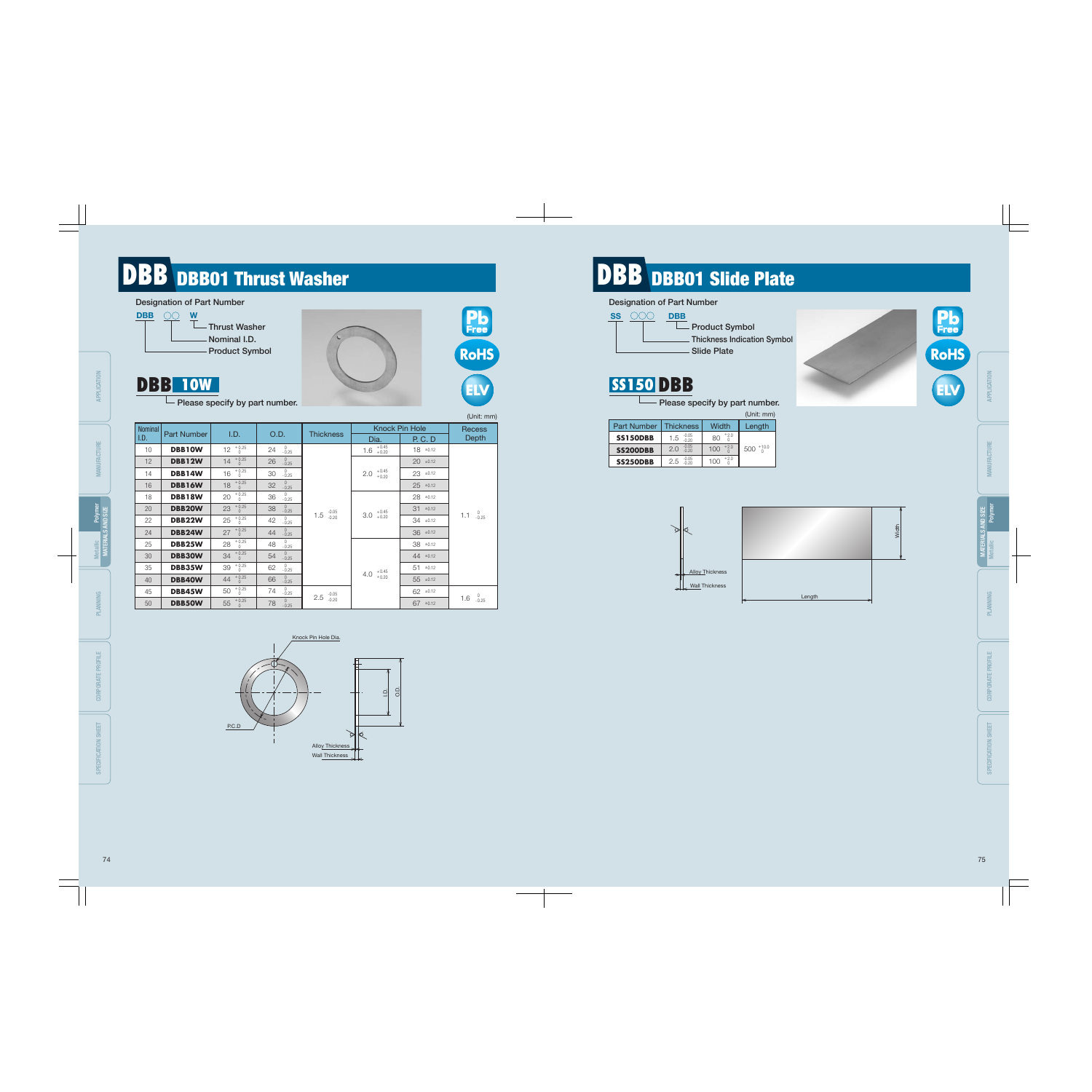# DBB DBB01 Thrust Washer

Designation of Part Number

DBB ○○ W
- W — Thrust Washer
- ○○ — Nominal I.D.
- DBB — Product Symbol

**DBB 10W**

Please specify by part number.

Pb Free · RoHS · ELV

(Unit: mm)

| Nominal I.D. | Part Number | I.D. | O.D. | Thickness | Knock Pin Hole | | Recess Depth |
|---|---|---|---|---|---|---|---|
| | | | | | Dia. | P. C. D | |
| 10 | **DBB10W** | 12 $^{+0.25}_{0}$ | 24 $^{0}_{-0.25}$ | 1.5 $^{-0.05}_{-0.20}$ | 1.6 $^{+0.45}_{+0.20}$ | 18 ±0.12 | 1.1 $^{0}_{-0.25}$ |
| 12 | **DBB12W** | 14 $^{+0.25}_{0}$ | 26 $^{0}_{-0.25}$ | | 2.0 $^{+0.45}_{+0.20}$ | 20 ±0.12 | |
| 14 | **DBB14W** | 16 $^{+0.25}_{0}$ | 30 $^{0}_{-0.25}$ | | | 23 ±0.12 | |
| 16 | **DBB16W** | 18 $^{+0.25}_{0}$ | 32 $^{0}_{-0.25}$ | | | 25 ±0.12 | |
| 18 | **DBB18W** | 20 $^{+0.25}_{0}$ | 36 $^{0}_{-0.25}$ | | 3.0 $^{+0.45}_{+0.20}$ | 28 ±0.12 | |
| 20 | **DBB20W** | 23 $^{+0.25}_{0}$ | 38 $^{0}_{-0.25}$ | | | 31 ±0.12 | |
| 22 | **DBB22W** | 25 $^{+0.25}_{0}$ | 42 $^{0}_{-0.25}$ | | | 34 ±0.12 | |
| 24 | **DBB24W** | 27 $^{+0.25}_{0}$ | 44 $^{0}_{-0.25}$ | | | 36 ±0.12 | |
| 25 | **DBB25W** | 28 $^{+0.25}_{0}$ | 48 $^{0}_{-0.25}$ | | 4.0 $^{+0.45}_{+0.20}$ | 38 ±0.12 | |
| 30 | **DBB30W** | 34 $^{+0.25}_{0}$ | 54 $^{0}_{-0.25}$ | | | 44 ±0.12 | |
| 35 | **DBB35W** | 39 $^{+0.25}_{0}$ | 62 $^{0}_{-0.25}$ | | | 51 ±0.12 | |
| 40 | **DBB40W** | 44 $^{+0.25}_{0}$ | 66 $^{0}_{-0.25}$ | | | 55 ±0.12 | |
| 45 | **DBB45W** | 50 $^{+0.25}_{0}$ | 74 $^{0}_{-0.25}$ | 2.5 $^{-0.05}_{-0.20}$ | | 62 ±0.12 | 1.6 $^{0}_{-0.25}$ |
| 50 | **DBB50W** | 55 $^{+0.25}_{0}$ | 78 $^{0}_{-0.25}$ | | | 67 ±0.12 | |

Knock Pin Hole Dia.
P.C.D
I.D.
O.D.
Alloy Thickness
Wall Thickness

# DBB DBB01 Slide Plate

Designation of Part Number

SS ○○○ DBB
- DBB — Product Symbol
- ○○○ — Thickness Indication Symbol
- SS — Slide Plate

**SS150 DBB**

Please specify by part number.

Pb Free · RoHS · ELV

(Unit: mm)

| Part Number | Thickness | Width | Length |
|---|---|---|---|
| **SS150DBB** | 1.5 $^{-0.05}_{-0.20}$ | 80 $^{+2.0}_{0}$ | 500 $^{+10.0}_{0}$ |
| **SS200DBB** | 2.0 $^{-0.05}_{-0.20}$ | 100 $^{+2.0}_{0}$ | |
| **SS250DBB** | 2.5 $^{-0.05}_{-0.20}$ | 100 $^{+2.0}_{0}$ | |

Alloy Thickness
Wall Thickness
Width
Length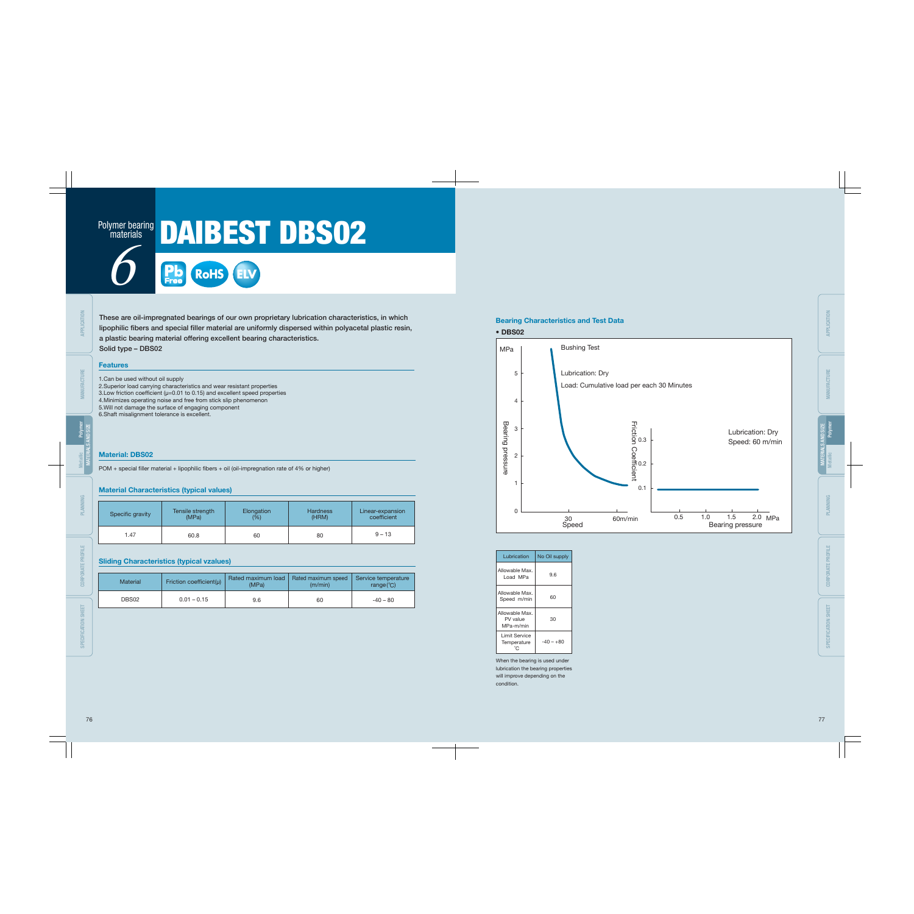# Polymer bearing materials 6

# DAIBEST DBS02

Pb Free RoHS ELV

**These are oil-impregnated bearings of our own proprietary lubrication characteristics, in which lipophilic fibers and special filler material are uniformly dispersed within polyacetal plastic resin, a plastic bearing material offering excellent bearing characteristics.**
**Solid type – DBS02**

### Features

1. Can be used without oil supply
2. Superior load carrying characteristics and wear resistant properties
3. Low friction coefficient (μ=0.01 to 0.15) and excellent speed properties
4. Minimizes operating noise and free from stick slip phenomenon
5. Will not damage the surface of engaging component
6. Shaft misalignment tolerance is excellent.

### Material: DBS02

POM + special filler material + lipophilic fibers + oil (oil-impregnation rate of 4% or higher)

### Material Characteristics (typical values)

| Specific gravity | Tensile strength (MPa) | Elongation (%) | Hardness (HRM) | Linear-expansion coefficient |
|---|---|---|---|---|
| 1.47 | 60.8 | 60 | 80 | 9 – 13 |

### Sliding Characteristics (typical vzalues)

| Material | Friction coefficient(μ) | Rated maximum load (MPa) | Rated maximum speed (m/min) | Service temperature range(℃) |
|---|---|---|---|---|
| DBS02 | 0.01 – 0.15 | 9.6 | 60 | -40 – 80 |

### Bearing Characteristics and Test Data

• **DBS02**

Bushing Test

Lubrication: Dry
Load: Cumulative load per each 30 Minutes

Bearing pressure (MPa) vs. Speed (30, 60m/min)

Friction Coefficient vs. Bearing pressure (0.5, 1.0, 1.5, 2.0 MPa)
Lubrication: Dry
Speed: 60 m/min

| Lubrication | No Oil supply |
|---|---|
| Allowable Max. Load MPa | 9.6 |
| Allowable Max. Speed m/min | 60 |
| Allowable Max. PV value MPa-m/min | 30 |
| Limit Service Temperature ℃ | -40 – +80 |

When the bearing is used under lubrication the bearing properties will improve depending on the condition.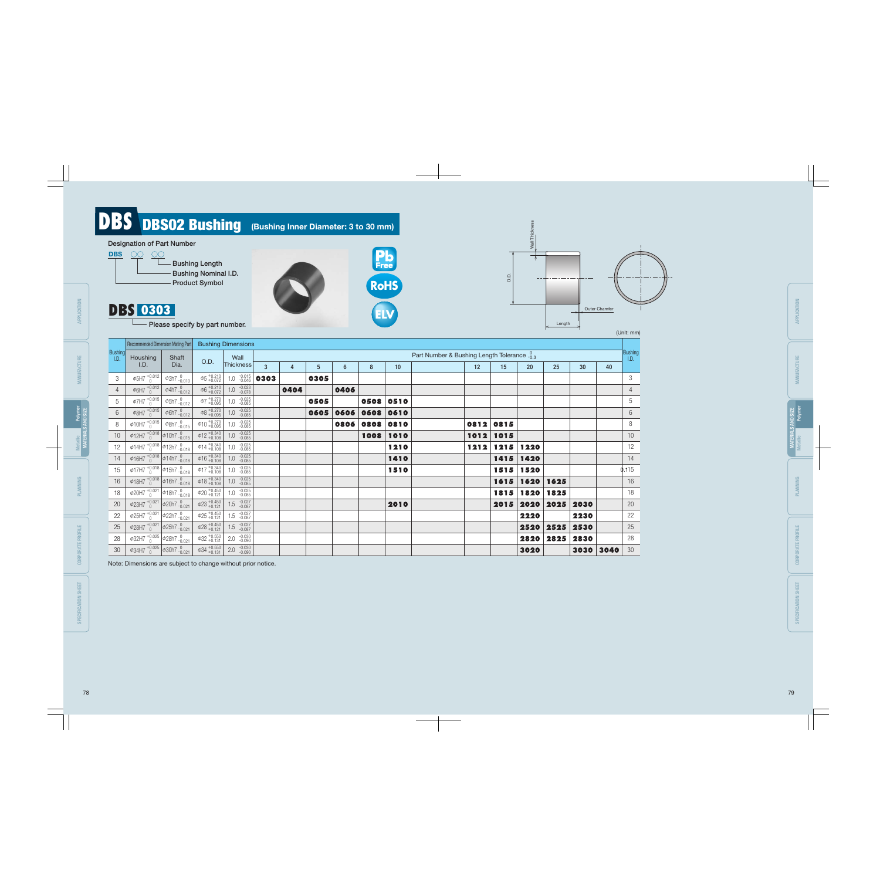# DBS DBS02 Bushing (Bushing Inner Diameter: 3 to 30 mm)

Designation of Part Number

**DBS** ○○ ○○

- Bushing Length
- Bushing Nominal I.D.
- Product Symbol

**DBS 0303**

Please specify by part number.

Pb Free

RoHS

ELV

Wall Thickness, O.D., Outer Chamfer, Length

(Unit: mm)

| Bushing I.D. | Recommended Dimension Mating Part | | Bushing Dimensions | | Part Number & Bushing Length Tolerance $^{0}_{-0.3}$ | | | | | | | | | | | | | Bushing I.D. |
|---|---|---|---|---|---|---|---|---|---|---|---|---|---|---|---|---|---|---|
| | Houshing I.D. | Shaft Dia. | O.D. | Wall Thickness | 3 | 4 | 5 | 6 | 8 | 10 | | 12 | 15 | 20 | 25 | 30 | 40 | |
| 3 | $\phi5H7^{+0.012}_{0}$ | $\phi3h7^{0}_{-0.010}$ | $\phi5^{+0.210}_{+0.072}$ | $1.0^{-0.015}_{-0.046}$ | **0303** | | **0305** | | | | | | | | | | | 3 |
| 4 | $\phi6H7^{+0.012}_{0}$ | $\phi4h7^{0}_{-0.012}$ | $\phi6^{+0.210}_{+0.072}$ | $1.0^{-0.023}_{-0.078}$ | | **0404** | | **0406** | | | | | | | | | | 4 |
| 5 | $\phi7H7^{+0.015}_{0}$ | $\phi5h7^{0}_{-0.012}$ | $\phi7^{+0.270}_{+0.095}$ | $1.0^{-0.025}_{-0.085}$ | | | **0505** | | **0508** | **0510** | | | | | | | | 5 |
| 6 | $\phi8H7^{+0.015}_{0}$ | $\phi6h7^{0}_{-0.012}$ | $\phi8^{+0.270}_{+0.095}$ | $1.0^{-0.025}_{-0.085}$ | | | **0605** | **0606** | **0608** | **0610** | | | | | | | | 6 |
| 8 | $\phi10H7^{+0.015}_{0}$ | $\phi8h7^{0}_{-0.015}$ | $\phi10^{+0.270}_{+0.095}$ | $1.0^{-0.025}_{-0.085}$ | | | | **0806** | **0808** | **0810** | | **0812** | **0815** | | | | | 8 |
| 10 | $\phi12H7^{+0.018}_{0}$ | $\phi10h7^{0}_{-0.015}$ | $\phi12^{+0.340}_{+0.108}$ | $1.0^{-0.025}_{-0.085}$ | | | | | **1008** | **1010** | | **1012** | **1015** | | | | | 10 |
| 12 | $\phi14H7^{+0.018}_{0}$ | $\phi12h7^{0}_{-0.018}$ | $\phi14^{+0.340}_{+0.108}$ | $1.0^{-0.025}_{-0.085}$ | | | | | | **1210** | | **1212** | **1215** | **1220** | | | | 12 |
| 14 | $\phi16H7^{+0.018}_{0}$ | $\phi14h7^{0}_{-0.018}$ | $\phi16^{+0.340}_{+0.108}$ | $1.0^{-0.025}_{-0.085}$ | | | | | | **1410** | | | **1415** | **1420** | | | | 14 |
| 15 | $\phi17H7^{+0.018}_{0}$ | $\phi15h7^{0}_{-0.018}$ | $\phi17^{+0.340}_{+0.108}$ | $1.0^{-0.025}_{-0.085}$ | | | | | | **1510** | | | **1515** | **1520** | | | | 15 |
| 16 | $\phi18H7^{+0.018}_{0}$ | $\phi16h7^{0}_{-0.018}$ | $\phi18^{+0.340}_{+0.108}$ | $1.0^{-0.025}_{-0.085}$ | | | | | | | | | **1615** | **1620** | **1625** | | | 16 |
| 18 | $\phi20H7^{+0.021}_{0}$ | $\phi18h7^{0}_{-0.018}$ | $\phi20^{+0.450}_{+0.121}$ | $1.0^{-0.025}_{-0.085}$ | | | | | | | | | **1815** | **1820** | **1825** | | | 18 |
| 20 | $\phi23H7^{+0.021}_{0}$ | $\phi20h7^{0}_{-0.021}$ | $\phi23^{+0.450}_{+0.121}$ | $1.5^{-0.027}_{-0.087}$ | | | | | | **2010** | | | **2015** | **2020** | **2025** | **2030** | | 20 |
| 22 | $\phi25H7^{+0.021}_{0}$ | $\phi22h7^{0}_{-0.021}$ | $\phi25^{+0.450}_{+0.121}$ | $1.5^{-0.027}_{-0.087}$ | | | | | | | | | | **2220** | | **2230** | | 22 |
| 25 | $\phi28H7^{+0.021}_{0}$ | $\phi25h7^{0}_{-0.021}$ | $\phi28^{+0.450}_{+0.121}$ | $1.5^{-0.027}_{-0.087}$ | | | | | | | | | | **2520** | **2525** | **2530** | | 25 |
| 28 | $\phi32H7^{+0.025}_{0}$ | $\phi28h7^{0}_{-0.021}$ | $\phi32^{+0.550}_{+0.131}$ | $2.0^{-0.030}_{-0.090}$ | | | | | | | | | | **2820** | **2825** | **2830** | | 28 |
| 30 | $\phi34H7^{+0.025}_{0}$ | $\phi30h7^{0}_{-0.021}$ | $\phi34^{+0.550}_{+0.131}$ | $2.0^{-0.030}_{-0.090}$ | | | | | | | | | | **3020** | | **3030** | **3040** | 30 |

Note: Dimensions are subject to change without prior notice.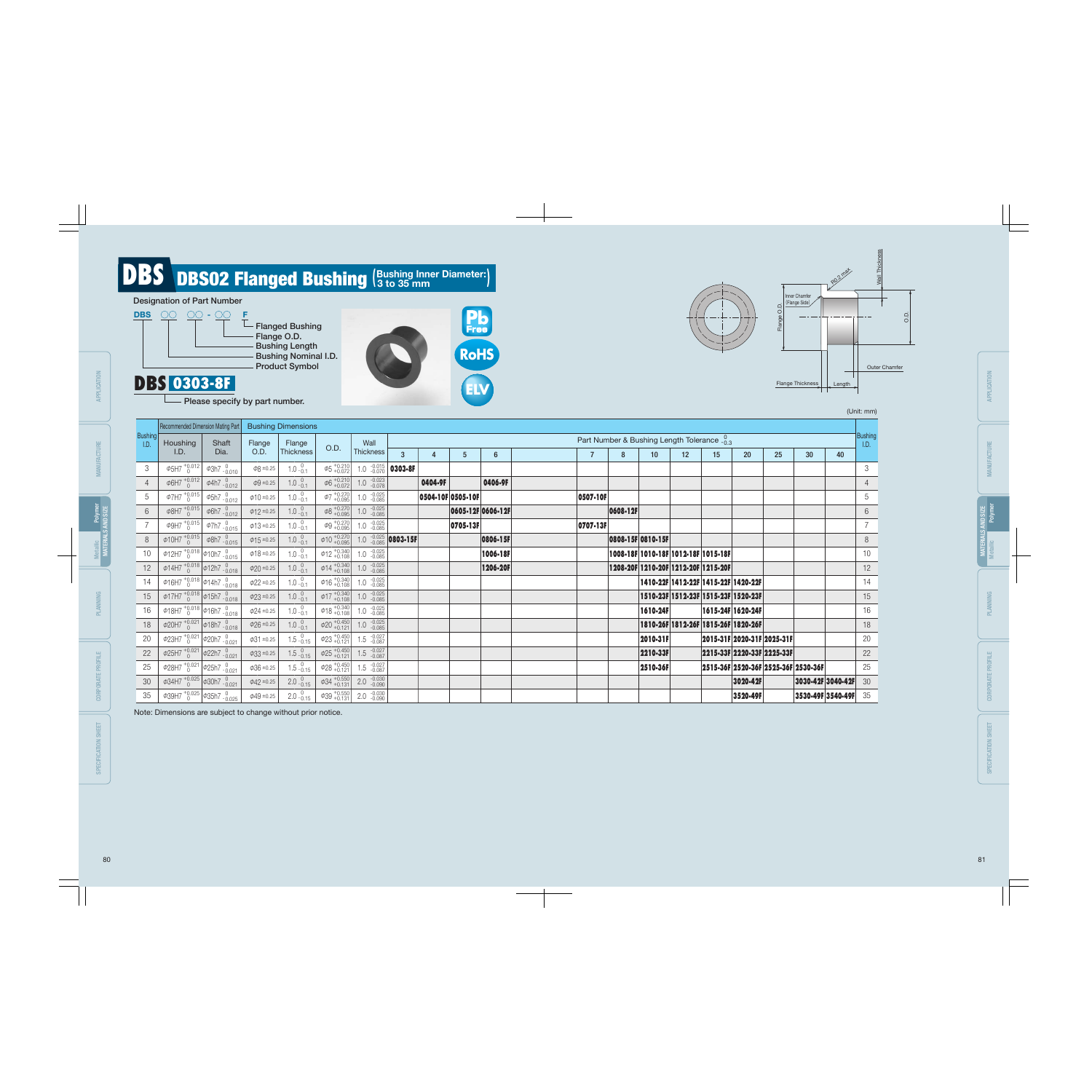# DBS DBS02 Flanged Bushing (Bushing Inner Diameter: 3 to 35 mm)

**Designation of Part Number**

**DBS** ○○ ○○ - ○○ **F**

- F — Flanged Bushing
- ○○ — Flange O.D.
- ○○ — Bushing Length
- ○○ — Bushing Nominal I.D.
- DBS — Product Symbol

**DBS 0303-8F**

└ Please specify by part number.

Pb Free · RoHS · ELV

Inner Chamfer (Flange Side) · R0.2 max · Wall Thickness · Flange O.D. · O.D. · Outer Chamfer · Flange Thickness · Length

(Unit: mm)

| Bushing I.D. | Recommended Dimension Mating Part | | Bushing Dimensions | | | | Part Number & Bushing Length Tolerance $^{0}_{-0.3}$ | | | | | | | | | | | | | | Bushing I.D. |
|---|---|---|---|---|---|---|---|---|---|---|---|---|---|---|---|---|---|---|---|---|---|
| | Housing I.D. | Shaft Dia. | Flange O.D. | Flange Thickness | O.D. | Wall Thickness | 3 | 4 | 5 | 6 | 7 | 8 | 10 | 12 | 15 | 20 | 25 | 30 | 40 | | |
| 3 | $\phi5H7^{+0.012}_{0}$ | $\phi3h7^{0}_{-0.010}$ | $\phi8 \pm 0.25$ | $1.0^{0}_{-0.1}$ | $\phi5^{+0.210}_{+0.072}$ | $1.0^{-0.015}_{-0.070}$ | 0303-8F | | | | | | | | | | | | | | 3 |
| 4 | $\phi6H7^{+0.012}_{0}$ | $\phi4h7^{0}_{-0.012}$ | $\phi9 \pm 0.25$ | $1.0^{0}_{-0.1}$ | $\phi6^{+0.210}_{+0.072}$ | $1.0^{-0.023}_{-0.078}$ | | 0404-9F | | 0406-9F | | | | | | | | | | | 4 |
| 5 | $\phi7H7^{+0.015}_{0}$ | $\phi5h7^{0}_{-0.012}$ | $\phi10 \pm 0.25$ | $1.0^{0}_{-0.1}$ | $\phi7^{+0.270}_{+0.095}$ | $1.0^{-0.025}_{-0.085}$ | | 0504-10F | 0505-10F | | 0507-10F | | | | | | | | | | 5 |
| 6 | $\phi8H7^{+0.015}_{0}$ | $\phi6h7^{0}_{-0.012}$ | $\phi12 \pm 0.25$ | $1.0^{0}_{-0.1}$ | $\phi8^{+0.270}_{+0.095}$ | $1.0^{-0.025}_{-0.085}$ | | | 0605-12F | 0606-12F | | 0608-12F | | | | | | | | | 6 |
| 7 | $\phi9H7^{+0.015}_{0}$ | $\phi7h7^{0}_{-0.015}$ | $\phi13 \pm 0.25$ | $1.0^{0}_{-0.1}$ | $\phi9^{+0.270}_{+0.095}$ | $1.0^{-0.025}_{-0.085}$ | | | 0705-13F | | 0707-13F | | | | | | | | | | 7 |
| 8 | $\phi10H7^{+0.015}_{0}$ | $\phi8h7^{0}_{-0.015}$ | $\phi15 \pm 0.25$ | $1.0^{0}_{-0.1}$ | $\phi10^{+0.270}_{+0.095}$ | $1.0^{-0.025}_{-0.085}$ | 0803-15F | | | 0806-15F | | 0808-15F | 0810-15F | | | | | | | | 8 |
| 10 | $\phi12H7^{+0.018}_{0}$ | $\phi10h7^{0}_{-0.015}$ | $\phi18 \pm 0.25$ | $1.0^{0}_{-0.1}$ | $\phi12^{+0.340}_{+0.108}$ | $1.0^{-0.025}_{-0.085}$ | | | | 1006-18F | | 1008-18F | 1010-18F | 1012-18F | 1015-18F | | | | | | 10 |
| 12 | $\phi14H7^{+0.018}_{0}$ | $\phi12h7^{0}_{-0.018}$ | $\phi20 \pm 0.25$ | $1.0^{0}_{-0.1}$ | $\phi14^{+0.340}_{+0.108}$ | $1.0^{-0.025}_{-0.085}$ | | | | 1206-20F | | 1208-20F | 1210-20F | 1212-20F | 1215-20F | | | | | | 12 |
| 14 | $\phi16H7^{+0.018}_{0}$ | $\phi14h7^{0}_{-0.018}$ | $\phi22 \pm 0.25$ | $1.0^{0}_{-0.1}$ | $\phi16^{+0.340}_{+0.108}$ | $1.0^{-0.025}_{-0.085}$ | | | | | | | 1410-22F | 1412-22F | 1415-22F | 1420-22F | | | | | 14 |
| 15 | $\phi17H7^{+0.018}_{0}$ | $\phi15h7^{0}_{-0.018}$ | $\phi23 \pm 0.25$ | $1.0^{0}_{-0.1}$ | $\phi17^{+0.340}_{+0.108}$ | $1.0^{-0.025}_{-0.085}$ | | | | | | | 1510-23F | 1512-23F | 1515-23F | 1520-23F | | | | | 15 |
| 16 | $\phi18H7^{+0.018}_{0}$ | $\phi16h7^{0}_{-0.018}$ | $\phi24 \pm 0.25$ | $1.0^{0}_{-0.1}$ | $\phi18^{+0.340}_{+0.108}$ | $1.0^{-0.025}_{-0.085}$ | | | | | | | 1610-24F | | 1615-24F | 1620-24F | | | | | 16 |
| 18 | $\phi20H7^{+0.021}_{0}$ | $\phi18h7^{0}_{-0.018}$ | $\phi26 \pm 0.25$ | $1.0^{0}_{-0.1}$ | $\phi20^{+0.450}_{+0.121}$ | $1.0^{-0.025}_{-0.085}$ | | | | | | | 1810-26F | 1812-26F | 1815-26F | 1820-26F | | | | | 18 |
| 20 | $\phi23H7^{+0.021}_{0}$ | $\phi20h7^{0}_{-0.021}$ | $\phi31 \pm 0.25$ | $1.5^{0}_{-0.15}$ | $\phi23^{+0.450}_{+0.121}$ | $1.5^{-0.027}_{-0.087}$ | | | | | | | 2010-31F | | 2015-31F | 2020-31F | 2025-31F | | | | 20 |
| 22 | $\phi25H7^{+0.021}_{0}$ | $\phi22h7^{0}_{-0.021}$ | $\phi33 \pm 0.25$ | $1.5^{0}_{-0.15}$ | $\phi25^{+0.450}_{+0.121}$ | $1.5^{-0.027}_{-0.087}$ | | | | | | | 2210-33F | | 2215-33F | 2220-33F | 2225-33F | | | | 22 |
| 25 | $\phi28H7^{+0.021}_{0}$ | $\phi25h7^{0}_{-0.021}$ | $\phi36 \pm 0.25$ | $1.5^{0}_{-0.15}$ | $\phi28^{+0.450}_{+0.121}$ | $1.5^{-0.027}_{-0.087}$ | | | | | | | 2510-36F | | 2515-36F | 2520-36F | 2525-36F | 2530-36F | | | 25 |
| 30 | $\phi34H7^{+0.025}_{0}$ | $\phi30h7^{0}_{-0.021}$ | $\phi42 \pm 0.25$ | $2.0^{0}_{-0.15}$ | $\phi34^{+0.550}_{+0.131}$ | $2.0^{-0.030}_{-0.090}$ | | | | | | | | | | 3020-42F | | 3030-42F | 3040-42F | | 30 |
| 35 | $\phi39H7^{+0.025}_{0}$ | $\phi35h7^{0}_{-0.025}$ | $\phi49 \pm 0.25$ | $2.0^{0}_{-0.15}$ | $\phi39^{+0.550}_{+0.131}$ | $2.0^{-0.030}_{-0.090}$ | | | | | | | | | | 3520-49F | | 3530-49F | 3540-49F | | 35 |

Note: Dimensions are subject to change without prior notice.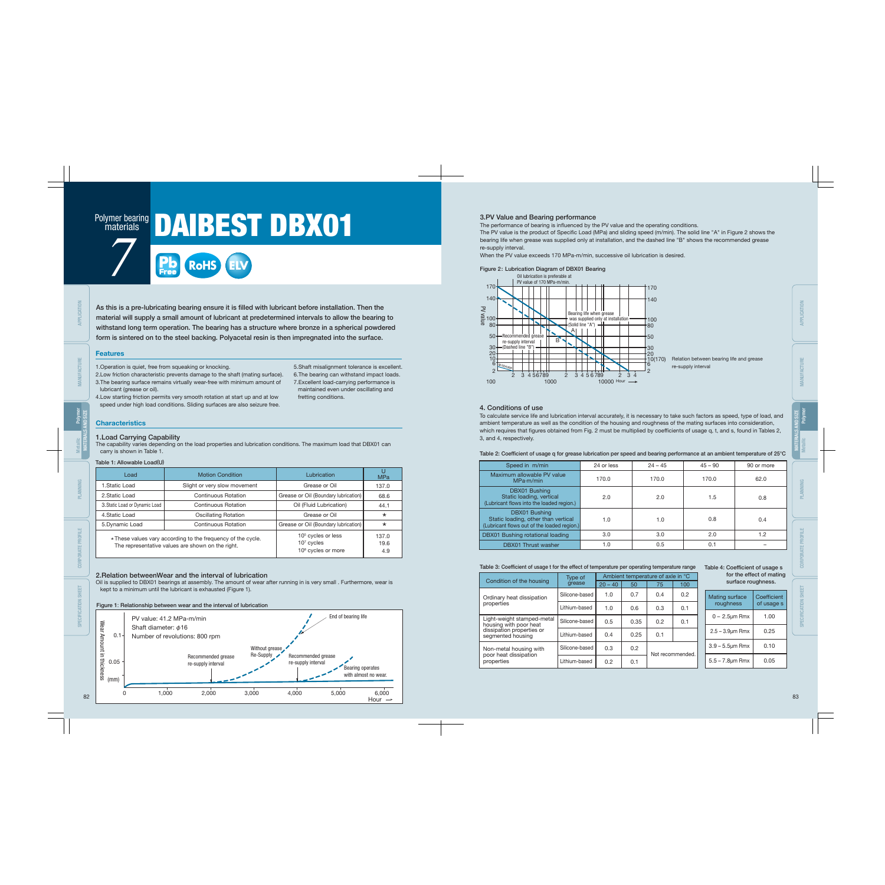# Polymer bearing materials 7

# DAIBEST DBX01

Pb Free RoHS ELV

**As this is a pre-lubricating bearing ensure it is filled with lubricant before installation. Then the material will supply a small amount of lubricant at predetermined intervals to allow the bearing to withstand long term operation. The bearing has a structure where bronze in a spherical powdered form is sintered on to the steel backing. Polyacetal resin is then impregnated into the surface.**

## Features

1. Operation is quiet, free from squeaking or knocking.
2. Low friction characteristic prevents damage to the shaft (mating surface).
3. The bearing surface remains virtually wear-free with minimum amount of lubricant (grease or oil).
4. Low starting friction permits very smooth rotation at start up and at low speed under high load conditions. Sliding surfaces are also seizure free.
5. Shaft misalignment tolerance is excellent.
6. The bearing can withstand impact loads.
7. Excellent load-carrying performance is maintained even under oscillating and fretting conditions.

## Characteristics

### 1. Load Carrying Capability

The capability varies depending on the load properties and lubrication conditions. The maximum load that DBX01 can carry is shown in Table 1.

Table 1: Allowable Load(U)

| Load | Motion Condition | Lubrication | U MPa |
|---|---|---|---|
| 1. Static Load | Slight or very slow movement | Grease or Oil | 137.0 |
| 2. Static Load | Continuous Rotation | Grease or Oil (Boundary lubrication) | 68.6 |
| 3. Static Load or Dynamic Load | Continuous Rotation | Oil (Fluid Lubrication) | 44.1 |
| 4. Static Load | Oscillating Rotation | Grease or Oil | * |
| 5. Dynamic Load | Continuous Rotation | Grease or Oil (Boundary lubrication) | * |
| *These values vary according to the frequency of the cycle. The representative values are shown on the right. | | $10^5$ cycles or less<br>$10^7$ cycles<br>$10^8$ cycles or more | 137.0<br>19.6<br>4.9 |

### 2. Relation betweenWear and the interval of lubrication

Oil is supplied to DBX01 bearings at assembly. The amount of wear after running in is very small . Furthermore, wear is kept to a minimum until the lubricant is exhausted (Figure 1).

Figure 1: Relationship between wear and the interval of lubrication

PV value: 41.2 MPa-m/min
Shaft diameter: $\phi$16
Number of revolutions: 800 rpm

### 3. PV Value and Bearing performance

The performance of bearing is influenced by the PV value and the operating conditions.

The PV value is the product of Specific Load (MPa) and sliding speed (m/min). The solid line "A" in Figure 2 shows the bearing life when grease was supplied only at installation, and the dashed line "B" shows the recommended grease re-supply interval.

When the PV value exceeds 170 MPa-m/min, successive oil lubrication is desired.

Figure 2: Lubrication Diagram of DBX01 Bearing

Oil lubrication is preferable at PV value of 170 MPa-m/min.

Relation between bearing life and grease re-supply interval

### 4. Conditions of use

To calculate service life and lubrication interval accurately, it is necessary to take such factors as speed, type of load, and ambient temperature as well as the condition of the housing and roughness of the mating surfaces into consideration, which requires that figures obtained from Fig. 2 must be multiplied by coefficients of usage q, t, and s, found in Tables 2, 3, and 4, respectively.

Table 2: Coefficient of usage q for grease lubrication per speed and bearing performance at an ambient temperature of 25°C

| Speed in m/min | 24 or less | 24 – 45 | 45 – 90 | 90 or more |
|---|---|---|---|---|
| Maximum allowable PV value MPa·m/min | 170.0 | 170.0 | 170.0 | 62.0 |
| DBX01 Bushing Static loading, vertical (Lubricant flows into the loaded region.) | 2.0 | 2.0 | 1.5 | 0.8 |
| DBX01 Bushing Static loading, other than vertical (Lubricant flows out of the loaded region.) | 1.0 | 1.0 | 0.8 | 0.4 |
| DBX01 Bushing rotational loading | 3.0 | 3.0 | 2.0 | 1.2 |
| DBX01 Thrust washer | 1.0 | 0.5 | 0.1 | – |

Table 3: Coefficient of usage t for the effect of temperature per operating temperature range

| Condition of the housing | Type of grease | Ambient temperature of axle in °C | | | |
|---|---|---|---|---|---|
| | | 20 – 40 | 50 | 75 | 100 |
| Ordinary heat dissipation properties | Silicone-based | 1.0 | 0.7 | 0.4 | 0.2 |
| | Lithium-based | 1.0 | 0.6 | 0.3 | 0.1 |
| Light-weight stamped-metal housing with poor heat dissipation properties or segmented housing | Silicone-based | 0.5 | 0.35 | 0.2 | 0.1 |
| | Lithium-based | 0.4 | 0.25 | 0.1 | |
| Non-metal housing with poor heat dissipation properties | Silicone-based | 0.3 | 0.2 | Not recommended. | |
| | Lithium-based | 0.2 | 0.1 | | |

Table 4: Coefficient of usage s for the effect of mating surface roughness.

| Mating surface roughness | Coefficient of usage s |
|---|---|
| 0 – 2.5μm Rmx | 1.00 |
| 2.5 – 3.9μm Rmx | 0.25 |
| 3.9 – 5.5μm Rmx | 0.10 |
| 5.5 – 7.8μm Rmx | 0.05 |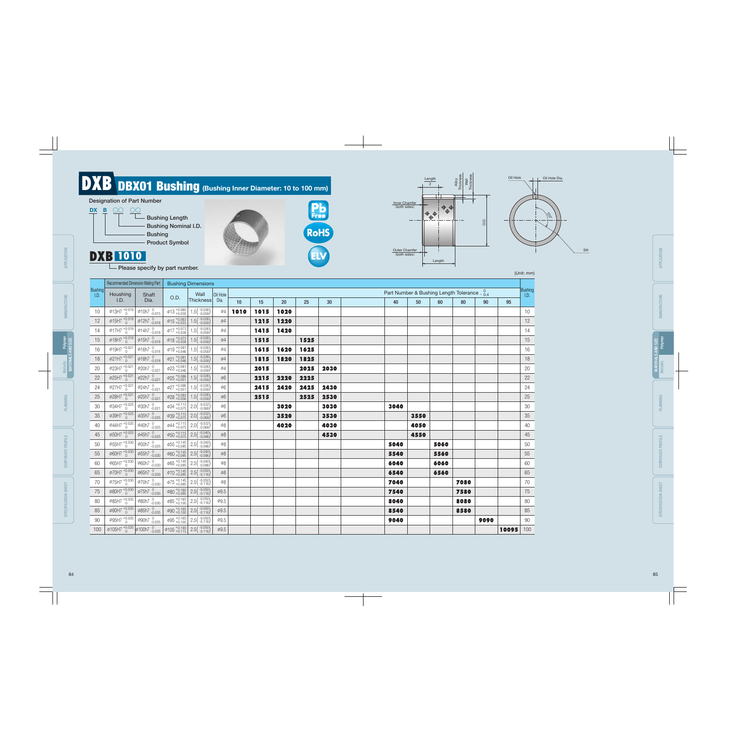# DXB DBX01 Bushing (Bushing Inner Diameter: 10 to 100 mm)

**Designation of Part Number**

DX B ○○ ○○
- Bushing Length
- Bushing Nominal I.D.
- Bushing
- Product Symbol

**DXB 1010**

Please specify by part number.

Pb Free / RoHS / ELV

(Unit: mm)

| Bushing I.D. | Recommended Dimension Mating Part: Houshing I.D. | Recommended Dimension Mating Part: Shaft Dia. | Bushing Dimensions: O.D. | Bushing Dimensions: Wall Thickness | Bushing Dimensions: Oil Hole Dia. | 10 | 15 | 20 | 25 | 30 | | 40 | 50 | 60 | 80 | 90 | 95 | Bushing I.D. |
|---|---|---|---|---|---|---|---|---|---|---|---|---|---|---|---|---|---|---|
| | | | | | | Part Number & Bushing Length Tolerance $^{0}_{-0.4}$ | | | | | | | | | | | | |
| 10 | φ13H7 $^{+0.018}_{0}$ | φ10h7 $^{0}_{-0.015}$ | φ13 $^{+0.060}_{+0.030}$ | 1.5 $\left(^{-0.026}_{-0.058}\right)$ | φ4 | 1010 | 1015 | 1020 | | | | | | | | | | 10 |
| 12 | φ15H7 $^{+0.018}_{0}$ | φ12h7 $^{0}_{-0.018}$ | φ15 $^{+0.063}_{+0.033}$ | 1.5 $\left(^{-0.026}_{-0.058}\right)$ | φ4 | | 1215 | 1220 | | | | | | | | | | 12 |
| 14 | φ17H7 $^{+0.018}_{0}$ | φ14h7 $^{0}_{-0.018}$ | φ17 $^{+0.073}_{+0.038}$ | 1.5 $\left(^{-0.026}_{-0.058}\right)$ | φ4 | | 1415 | 1420 | | | | | | | | | | 14 |
| 15 | φ18H7 $^{+0.018}_{0}$ | φ15h7 $^{0}_{-0.018}$ | φ18 $^{+0.073}_{+0.038}$ | 1.5 $\left(^{-0.026}_{-0.058}\right)$ | φ4 | | 1515 | | 1525 | | | | | | | | | 15 |
| 16 | φ19H7 $^{+0.021}_{0}$ | φ16h7 $^{0}_{-0.018}$ | φ19 $^{+0.081}_{+0.046}$ | 1.5 $\left(^{-0.026}_{-0.058}\right)$ | φ4 | | 1615 | 1620 | 1625 | | | | | | | | | 16 |
| 18 | φ21H7 $^{+0.021}_{0}$ | φ18h7 $^{0}_{-0.018}$ | φ21 $^{+0.081}_{+0.046}$ | 1.5 $\left(^{-0.026}_{-0.058}\right)$ | φ4 | | 1815 | 1820 | 1825 | | | | | | | | | 18 |
| 20 | φ23H7 $^{+0.021}_{0}$ | φ20h7 $^{0}_{-0.021}$ | φ23 $^{+0.081}_{+0.046}$ | 1.5 $\left(^{-0.026}_{-0.058}\right)$ | φ4 | | 2015 | | 2025 | 2030 | | | | | | | | 20 |
| 22 | φ25H7 $^{+0.021}_{0}$ | φ22h7 $^{0}_{-0.021}$ | φ25 $^{+0.086}_{+0.051}$ | 1.5 $\left(^{-0.026}_{-0.058}\right)$ | φ6 | | 2215 | 2220 | 2225 | | | | | | | | | 22 |
| 24 | φ27H7 $^{+0.021}_{0}$ | φ24h7 $^{0}_{-0.021}$ | φ27 $^{+0.086}_{+0.051}$ | 1.5 $\left(^{-0.026}_{-0.058}\right)$ | φ6 | | 2415 | 2420 | 2425 | 2430 | | | | | | | | 24 |
| 25 | φ28H7 $^{+0.021}_{0}$ | φ25h7 $^{0}_{-0.021}$ | φ28 $^{+0.093}_{+0.056}$ | 1.5 $\left(^{-0.026}_{-0.058}\right)$ | φ6 | | 2515 | | 2525 | 2530 | | | | | | | | 25 |
| 30 | φ34H7 $^{+0.025}_{0}$ | φ30h7 $^{0}_{-0.021}$ | φ34 $^{+0.115}_{+0.075}$ | 2.0 $\left(^{-0.032}_{-0.068}\right)$ | φ6 | | | 3020 | | 3030 | | 3040 | | | | | | 30 |
| 35 | φ39H7 $^{+0.025}_{0}$ | φ35h7 $^{0}_{-0.025}$ | φ39 $^{+0.115}_{+0.075}$ | 2.0 $\left(^{-0.032}_{-0.068}\right)$ | φ6 | | | 3520 | | 3530 | | | 3550 | | | | | 35 |
| 40 | φ44H7 $^{+0.025}_{0}$ | φ40h7 $^{0}_{-0.025}$ | φ44 $^{+0.115}_{+0.075}$ | 2.0 $\left(^{-0.032}_{-0.068}\right)$ | φ8 | | | 4020 | | 4030 | | | 4050 | | | | | 40 |
| 45 | φ50H7 $^{+0.025}_{0}$ | φ45h7 $^{0}_{-0.025}$ | φ50 $^{+0.115}_{+0.075}$ | 2.5 $\left(^{-0.040}_{-0.086}\right)$ | φ8 | | | | | 4530 | | | 4550 | | | | | 45 |
| 50 | φ55H7 $^{+0.030}_{0}$ | φ50h7 $^{0}_{-0.025}$ | φ55 $^{+0.145}_{+0.095}$ | 2.5 $\left(^{-0.040}_{-0.086}\right)$ | φ8 | | | | | | | 5040 | | 5060 | | | | 50 |
| 55 | φ60H7 $^{+0.030}_{0}$ | φ55h7 $^{0}_{-0.030}$ | φ60 $^{+0.145}_{+0.095}$ | 2.5 $\left(^{-0.040}_{-0.086}\right)$ | φ8 | | | | | | | 5540 | | 5560 | | | | 55 |
| 60 | φ65H7 $^{+0.030}_{0}$ | φ60h7 $^{0}_{-0.030}$ | φ65 $^{+0.145}_{+0.095}$ | 2.5 $\left(^{-0.040}_{-0.086}\right)$ | φ8 | | | | | | | 6040 | | 6060 | | | | 60 |
| 65 | φ70H7 $^{+0.030}_{0}$ | φ65h7 $^{0}_{-0.030}$ | φ70 $^{+0.145}_{+0.095}$ | 2.5 $\left(^{-0.050}_{-0.116}\right)$ | φ8 | | | | | | | 6540 | | 6560 | | | | 65 |
| 70 | φ75H7 $^{+0.030}_{0}$ | φ70h7 $^{0}_{-0.030}$ | φ75 $^{+0.145}_{+0.095}$ | 2.5 $\left(^{-0.050}_{-0.116}\right)$ | φ8 | | | | | | | 7040 | | | 7080 | | | 70 |
| 75 | φ80H7 $^{+0.030}_{0}$ | φ75h7 $^{0}_{-0.030}$ | φ80 $^{+0.160}_{+0.095}$ | 2.5 $\left(^{-0.050}_{-0.116}\right)$ | φ9.5 | | | | | | | 7540 | | | 7580 | | | 75 |
| 80 | φ85H7 $^{+0.035}_{0}$ | φ80h7 $^{0}_{-0.030}$ | φ85 $^{+0.165}_{+0.100}$ | 2.5 $\left(^{-0.050}_{-0.116}\right)$ | φ9.5 | | | | | | | 8040 | | | 8080 | | | 80 |
| 85 | φ90H7 $^{+0.035}_{0}$ | φ85h7 $^{0}_{-0.035}$ | φ90 $^{+0.165}_{+0.100}$ | 2.5 $\left(^{-0.050}_{-0.116}\right)$ | φ9.5 | | | | | | | 8540 | | | 8580 | | | 85 |
| 90 | φ95H7 $^{+0.035}_{0}$ | φ90h7 $^{0}_{-0.035}$ | φ95 $^{+0.165}_{+0.100}$ | 2.5 $\left(^{-0.050}_{-0.116}\right)$ | φ9.5 | | | | | | | 9040 | | | | 9090 | | 90 |
| 100 | φ105H7 $^{+0.035}_{0}$ | φ100h7 $^{0}_{-0.035}$ | φ105 $^{+0.180}_{+0.115}$ | 2.5 $\left(^{-0.050}_{-0.116}\right)$ | φ9.5 | | | | | | | | | | | | 10095 | 100 |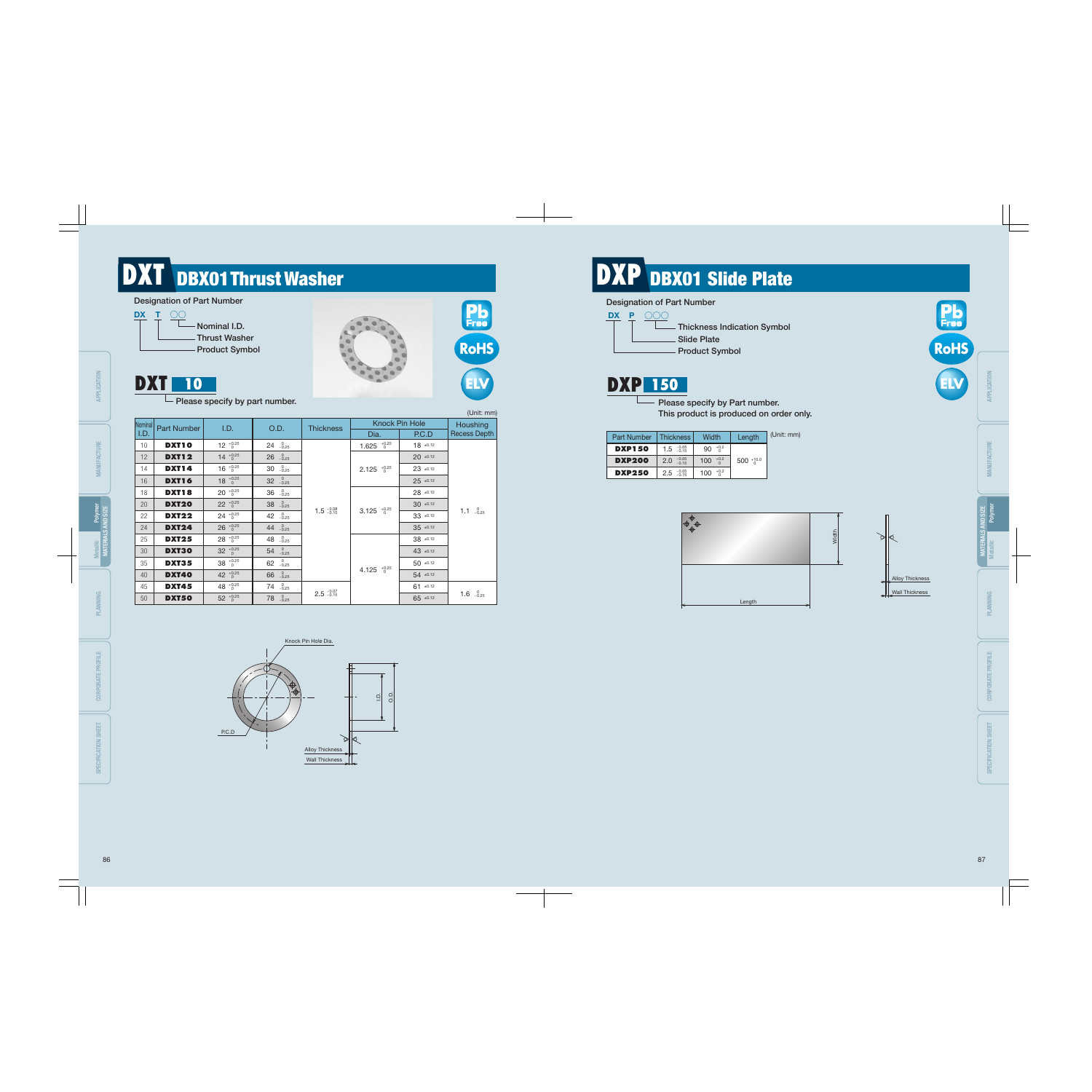# DXT DBX01 Thrust Washer

Designation of Part Number

DX T ○○
- ○○ — Nominal I.D.
- T — Thrust Washer
- DX — Product Symbol

Pb Free / RoHS / ELV

**DXT 10**

Please specify by part number.

(Unit: mm)

| Nominal I.D. | Part Number | I.D. | O.D. | Thickness | Knock Pin Hole Dia. | Knock Pin Hole P.C.D | Houshing Recess Depth |
|---|---|---|---|---|---|---|---|
| 10 | DXT10 | 12 $^{+0.25}_{0}$ | 24 $^{0}_{-0.25}$ | 1.5 $^{-0.08}_{-0.15}$ | 1.625 $^{+0.25}_{0}$ | 18 ±0.12 | 1.1 $^{0}_{-0.25}$ |
| 12 | DXT12 | 14 $^{+0.25}_{0}$ | 26 $^{0}_{-0.25}$ | | 2.125 $^{+0.25}_{0}$ | 20 ±0.12 | |
| 14 | DXT14 | 16 $^{+0.25}_{0}$ | 30 $^{0}_{-0.25}$ | | | 23 ±0.12 | |
| 16 | DXT16 | 18 $^{+0.25}_{0}$ | 32 $^{0}_{-0.25}$ | | | 25 ±0.12 | |
| 18 | DXT18 | 20 $^{+0.25}_{0}$ | 36 $^{0}_{-0.25}$ | | 3.125 $^{+0.25}_{0}$ | 28 ±0.12 | |
| 20 | DXT20 | 22 $^{+0.25}_{0}$ | 38 $^{0}_{-0.25}$ | | | 30 ±0.12 | |
| 22 | DXT22 | 24 $^{+0.25}_{0}$ | 42 $^{0}_{-0.25}$ | | | 33 ±0.12 | |
| 24 | DXT24 | 26 $^{+0.25}_{0}$ | 44 $^{0}_{-0.25}$ | | | 35 ±0.12 | |
| 25 | DXT25 | 28 $^{+0.25}_{0}$ | 48 $^{0}_{-0.25}$ | | 4.125 $^{+0.25}_{0}$ | 38 ±0.12 | |
| 30 | DXT30 | 32 $^{+0.25}_{0}$ | 54 $^{0}_{-0.25}$ | | | 43 ±0.12 | |
| 35 | DXT35 | 38 $^{+0.25}_{0}$ | 62 $^{0}_{-0.25}$ | | | 50 ±0.12 | |
| 40 | DXT40 | 42 $^{+0.25}_{0}$ | 66 $^{0}_{-0.25}$ | | | 54 ±0.12 | |
| 45 | DXT45 | 48 $^{+0.25}_{0}$ | 74 $^{0}_{-0.25}$ | 2.5 $^{-0.07}_{-0.15}$ | | 61 ±0.12 | 1.6 $^{0}_{-0.25}$ |
| 50 | DXT50 | 52 $^{+0.25}_{0}$ | 78 $^{0}_{-0.25}$ | | | 65 ±0.12 | |

Knock Pin Hole Dia.
P.C.D
I.D.
O.D.
Alloy Thickness
Wall Thickness

# DXP DBX01 Slide Plate

Designation of Part Number

DX P ○○○
- ○○○ — Thickness Indication Symbol
- P — Slide Plate
- DX — Product Symbol

Pb Free / RoHS / ELV

**DXP 150**

Please specify by Part number.
This product is produced on order only.

(Unit: mm)

| Part Number | Thickness | Width | Length |
|---|---|---|---|
| DXP150 | 1.5 $^{-0.05}_{-0.15}$ | 90 $^{+0.2}_{0}$ | 500 $^{+10.0}_{0}$ |
| DXP200 | 2.0 $^{-0.05}_{-0.15}$ | 100 $^{+0.2}_{0}$ | |
| DXP250 | 2.5 $^{-0.05}_{-0.15}$ | 100 $^{+0.2}_{0}$ | |

Width
Length
Alloy Thickness
Wall Thickness